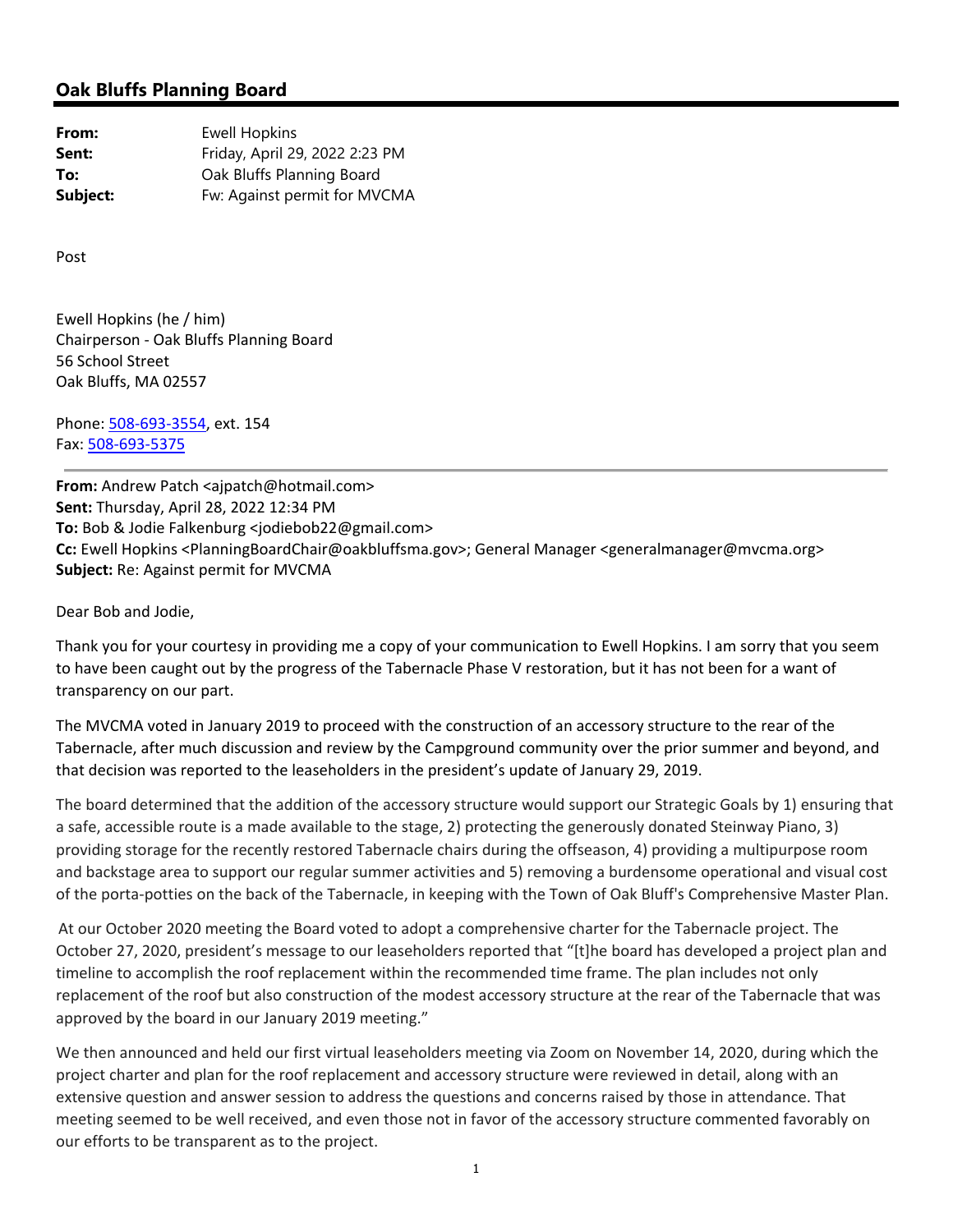## Oak Bluffs Planning Board

**From:** Ewell Hopkins
**Sent:** Friday, April 29, 2022 2:23 PM
**To:** Oak Bluffs Planning Board
**Subject:** Fw: Against permit for MVCMA

Post

Ewell Hopkins (he / him)
Chairperson - Oak Bluffs Planning Board
56 School Street
Oak Bluffs, MA 02557

Phone: 508-693-3554, ext. 154
Fax: 508-693-5375

---

**From:** Andrew Patch <ajpatch@hotmail.com>
**Sent:** Thursday, April 28, 2022 12:34 PM
**To:** Bob & Jodie Falkenburg <jodiebob22@gmail.com>
**Cc:** Ewell Hopkins <PlanningBoardChair@oakbluffsma.gov>; General Manager <generalmanager@mvcma.org>
**Subject:** Re: Against permit for MVCMA

Dear Bob and Jodie,

Thank you for your courtesy in providing me a copy of your communication to Ewell Hopkins. I am sorry that you seem to have been caught out by the progress of the Tabernacle Phase V restoration, but it has not been for a want of transparency on our part.

The MVCMA voted in January 2019 to proceed with the construction of an accessory structure to the rear of the Tabernacle, after much discussion and review by the Campground community over the prior summer and beyond, and that decision was reported to the leaseholders in the president's update of January 29, 2019.

The board determined that the addition of the accessory structure would support our Strategic Goals by 1) ensuring that a safe, accessible route is a made available to the stage, 2) protecting the generously donated Steinway Piano, 3) providing storage for the recently restored Tabernacle chairs during the offseason, 4) providing a multipurpose room and backstage area to support our regular summer activities and 5) removing a burdensome operational and visual cost of the porta-potties on the back of the Tabernacle, in keeping with the Town of Oak Bluff's Comprehensive Master Plan.

At our October 2020 meeting the Board voted to adopt a comprehensive charter for the Tabernacle project. The October 27, 2020, president's message to our leaseholders reported that "[t]he board has developed a project plan and timeline to accomplish the roof replacement within the recommended time frame. The plan includes not only replacement of the roof but also construction of the modest accessory structure at the rear of the Tabernacle that was approved by the board in our January 2019 meeting."

We then announced and held our first virtual leaseholders meeting via Zoom on November 14, 2020, during which the project charter and plan for the roof replacement and accessory structure were reviewed in detail, along with an extensive question and answer session to address the questions and concerns raised by those in attendance. That meeting seemed to be well received, and even those not in favor of the accessory structure commented favorably on our efforts to be transparent as to the project.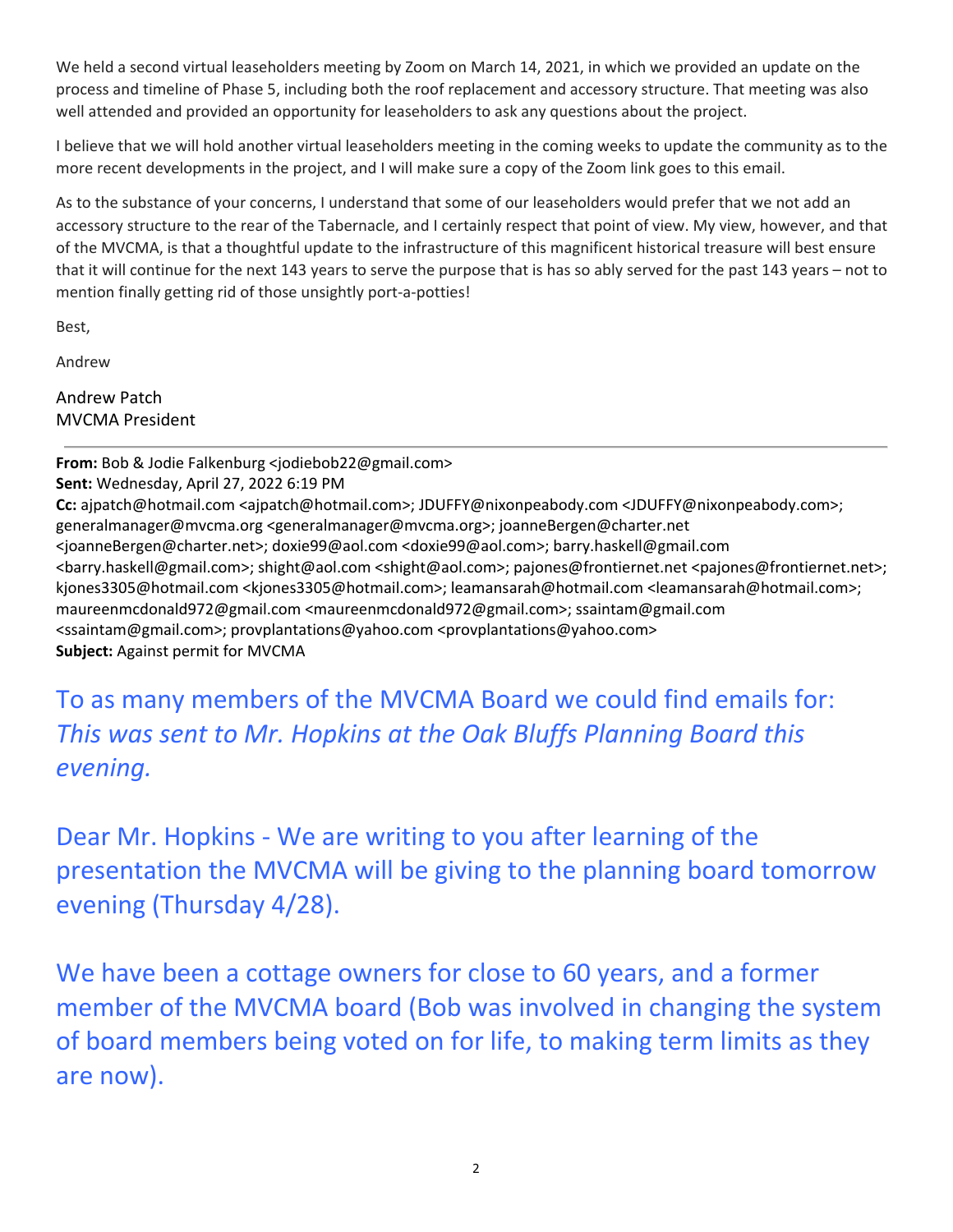We held a second virtual leaseholders meeting by Zoom on March 14, 2021, in which we provided an update on the process and timeline of Phase 5, including both the roof replacement and accessory structure. That meeting was also well attended and provided an opportunity for leaseholders to ask any questions about the project.

I believe that we will hold another virtual leaseholders meeting in the coming weeks to update the community as to the more recent developments in the project, and I will make sure a copy of the Zoom link goes to this email.

As to the substance of your concerns, I understand that some of our leaseholders would prefer that we not add an accessory structure to the rear of the Tabernacle, and I certainly respect that point of view. My view, however, and that of the MVCMA, is that a thoughtful update to the infrastructure of this magnificent historical treasure will best ensure that it will continue for the next 143 years to serve the purpose that is has so ably served for the past 143 years – not to mention finally getting rid of those unsightly port-a-potties!

Best,

Andrew

Andrew Patch
MVCMA President

---

**From:** Bob & Jodie Falkenburg <jodiebob22@gmail.com>
**Sent:** Wednesday, April 27, 2022 6:19 PM
**Cc:** ajpatch@hotmail.com <ajpatch@hotmail.com>; JDUFFY@nixonpeabody.com <JDUFFY@nixonpeabody.com>; generalmanager@mvcma.org <generalmanager@mvcma.org>; joanneBergen@charter.net <joanneBergen@charter.net>; doxie99@aol.com <doxie99@aol.com>; barry.haskell@gmail.com <barry.haskell@gmail.com>; shight@aol.com <shight@aol.com>; pajones@frontiernet.net <pajones@frontiernet.net>; kjones3305@hotmail.com <kjones3305@hotmail.com>; leamansarah@hotmail.com <leamansarah@hotmail.com>; maureenmcdonald972@gmail.com <maureenmcdonald972@gmail.com>; ssaintam@gmail.com <ssaintam@gmail.com>; provplantations@yahoo.com <provplantations@yahoo.com>
**Subject:** Against permit for MVCMA

To as many members of the MVCMA Board we could find emails for: *This was sent to Mr. Hopkins at the Oak Bluffs Planning Board this evening.*

Dear Mr. Hopkins - We are writing to you after learning of the presentation the MVCMA will be giving to the planning board tomorrow evening (Thursday 4/28).

We have been a cottage owners for close to 60 years, and a former member of the MVCMA board (Bob was involved in changing the system of board members being voted on for life, to making term limits as they are now).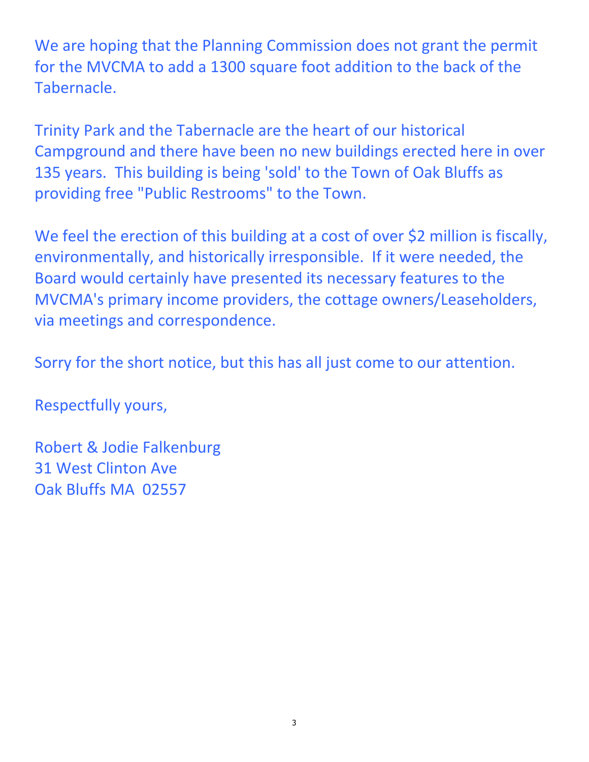We are hoping that the Planning Commission does not grant the permit for the MVCMA to add a 1300 square foot addition to the back of the Tabernacle.

Trinity Park and the Tabernacle are the heart of our historical Campground and there have been no new buildings erected here in over 135 years. This building is being 'sold' to the Town of Oak Bluffs as providing free "Public Restrooms" to the Town.

We feel the erection of this building at a cost of over $2 million is fiscally, environmentally, and historically irresponsible. If it were needed, the Board would certainly have presented its necessary features to the MVCMA's primary income providers, the cottage owners/Leaseholders, via meetings and correspondence.

Sorry for the short notice, but this has all just come to our attention.

Respectfully yours,

Robert & Jodie Falkenburg
31 West Clinton Ave
Oak Bluffs MA 02557